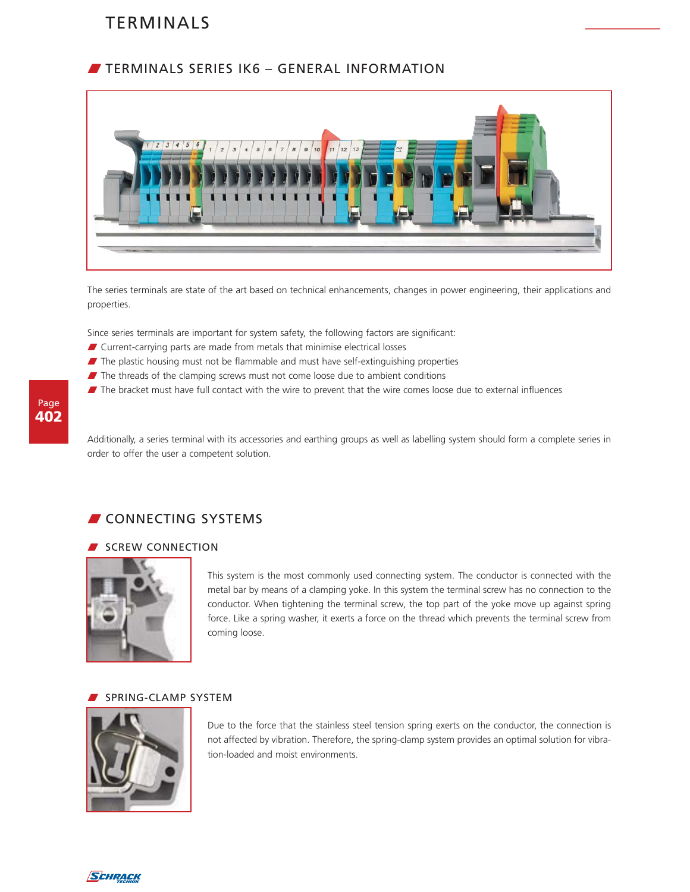# TERMINALS

## TERMINALS SERIES IK6 – GENERAL INFORMATION

The series terminals are state of the art based on technical enhancements, changes in power engineering, their applications and properties.

Since series terminals are important for system safety, the following factors are significant:

- Current-carrying parts are made from metals that minimise electrical losses
- The plastic housing must not be flammable and must have self-extinguishing properties
- The threads of the clamping screws must not come loose due to ambient conditions
- The bracket must have full contact with the wire to prevent that the wire comes loose due to external influences

Additionally, a series terminal with its accessories and earthing groups as well as labelling system should form a complete series in order to offer the user a competent solution.

## CONNECTING SYSTEMS

### SCREW CONNECTION

This system is the most commonly used connecting system. The conductor is connected with the metal bar by means of a clamping yoke. In this system the terminal screw has no connection to the conductor. When tightening the terminal screw, the top part of the yoke move up against spring force. Like a spring washer, it exerts a force on the thread which prevents the terminal screw from coming loose.

### SPRING-CLAMP SYSTEM

Due to the force that the stainless steel tension spring exerts on the conductor, the connection is not affected by vibration. Therefore, the spring-clamp system provides an optimal solution for vibration-loaded and moist environments.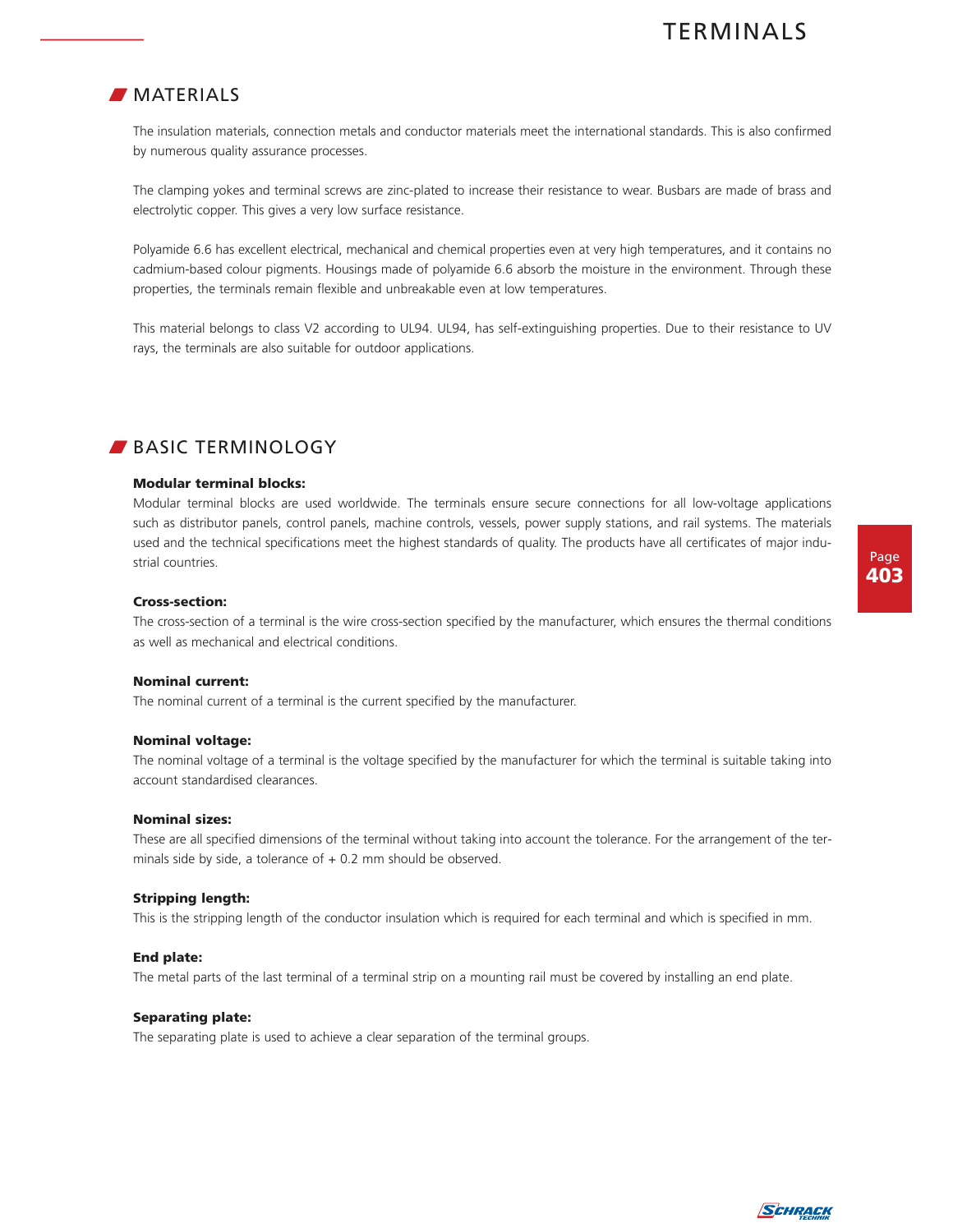## MATERIALS

The insulation materials, connection metals and conductor materials meet the international standards. This is also confirmed by numerous quality assurance processes.

The clamping yokes and terminal screws are zinc-plated to increase their resistance to wear. Busbars are made of brass and electrolytic copper. This gives a very low surface resistance.

Polyamide 6.6 has excellent electrical, mechanical and chemical properties even at very high temperatures, and it contains no cadmium-based colour pigments. Housings made of polyamide 6.6 absorb the moisture in the environment. Through these properties, the terminals remain flexible and unbreakable even at low temperatures.

This material belongs to class V2 according to UL94. UL94, has self-extinguishing properties. Due to their resistance to UV rays, the terminals are also suitable for outdoor applications.

## BASIC TERMINOLOGY

**Modular terminal blocks:**
Modular terminal blocks are used worldwide. The terminals ensure secure connections for all low-voltage applications such as distributor panels, control panels, machine controls, vessels, power supply stations, and rail systems. The materials used and the technical specifications meet the highest standards of quality. The products have all certificates of major industrial countries.

**Cross-section:**
The cross-section of a terminal is the wire cross-section specified by the manufacturer, which ensures the thermal conditions as well as mechanical and electrical conditions.

**Nominal current:**
The nominal current of a terminal is the current specified by the manufacturer.

**Nominal voltage:**
The nominal voltage of a terminal is the voltage specified by the manufacturer for which the terminal is suitable taking into account standardised clearances.

**Nominal sizes:**
These are all specified dimensions of the terminal without taking into account the tolerance. For the arrangement of the terminals side by side, a tolerance of + 0.2 mm should be observed.

**Stripping length:**
This is the stripping length of the conductor insulation which is required for each terminal and which is specified in mm.

**End plate:**
The metal parts of the last terminal of a terminal strip on a mounting rail must be covered by installing an end plate.

**Separating plate:**
The separating plate is used to achieve a clear separation of the terminal groups.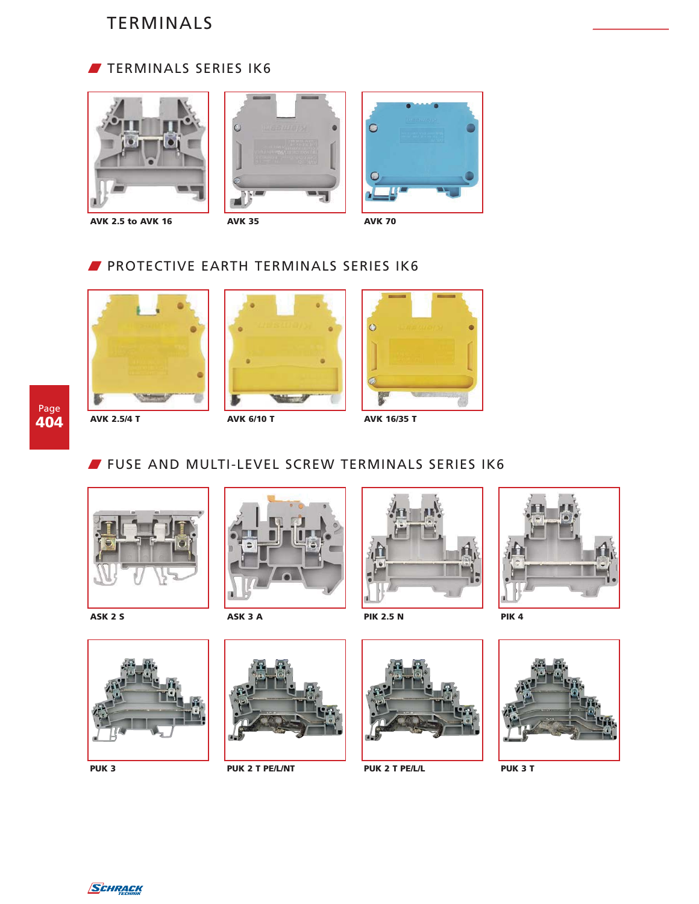# TERMINALS

## TERMINALS SERIES IK6

AVK 2.5 to AVK 16

AVK 35

AVK 70

## PROTECTIVE EARTH TERMINALS SERIES IK6

AVK 2.5/4 T

AVK 6/10 T

AVK 16/35 T

## FUSE AND MULTI-LEVEL SCREW TERMINALS SERIES IK6

ASK 2 S

ASK 3 A

PIK 2.5 N

PIK 4

PUK 3

PUK 2 T PE/L/NT

PUK 2 T PE/L/L

PUK 3 T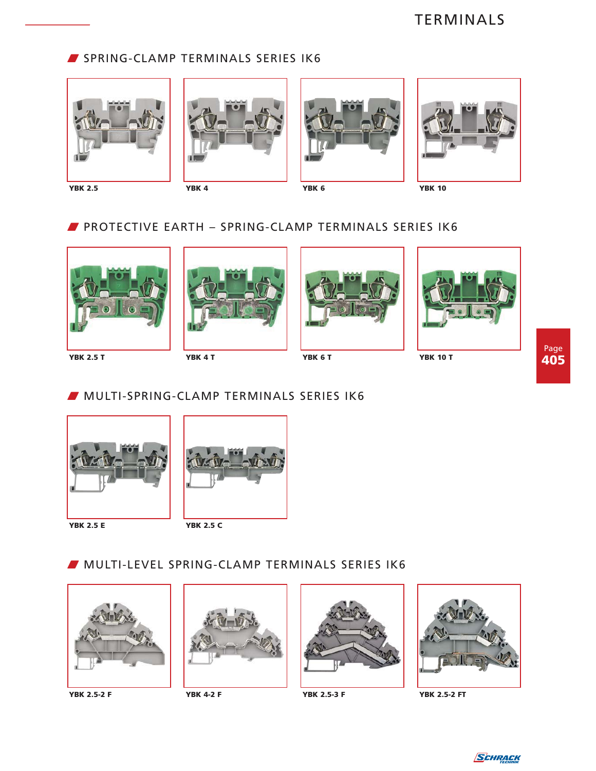# TERMINALS

## SPRING-CLAMP TERMINALS SERIES IK6

**YBK 2.5** **YBK 4** **YBK 6** **YBK 10**

## PROTECTIVE EARTH – SPRING-CLAMP TERMINALS SERIES IK6

**YBK 2.5 T** **YBK 4 T** **YBK 6 T** **YBK 10 T**

Page **405**

## MULTI-SPRING-CLAMP TERMINALS SERIES IK6

**YBK 2.5 E** **YBK 2.5 C**

## MULTI-LEVEL SPRING-CLAMP TERMINALS SERIES IK6

**YBK 2.5-2 F** **YBK 4-2 F** **YBK 2.5-3 F** **YBK 2.5-2 FT**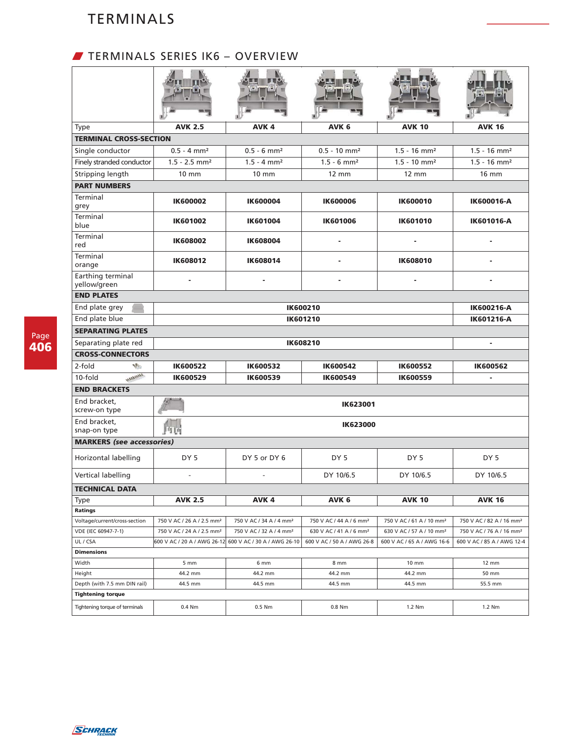# TERMINALS

## TERMINALS SERIES IK6 – OVERVIEW

| Type | AVK 2.5 | AVK 4 | AVK 6 | AVK 10 | AVK 16 |
|---|---|---|---|---|---|
| **TERMINAL CROSS-SECTION** | | | | | |
| Single conductor | 0.5 - 4 mm² | 0.5 - 6 mm² | 0.5 - 10 mm² | 1.5 - 16 mm² | 1.5 - 16 mm² |
| Finely stranded conductor | 1.5 - 2.5 mm² | 1.5 - 4 mm² | 1.5 - 6 mm² | 1.5 - 10 mm² | 1.5 - 16 mm² |
| Stripping length | 10 mm | 10 mm | 12 mm | 12 mm | 16 mm |
| **PART NUMBERS** | | | | | |
| Terminal grey | **IK600002** | **IK600004** | **IK600006** | **IK600010** | **IK600016-A** |
| Terminal blue | **IK601002** | **IK601004** | **IK601006** | **IK601010** | **IK601016-A** |
| Terminal red | **IK608002** | **IK608004** | - | - | - |
| Terminal orange | **IK608012** | **IK608014** | - | **IK608010** | - |
| Earthing terminal yellow/green | - | - | - | - | - |
| **END PLATES** | | | | | |
| End plate grey | **IK600210** | | | | **IK600216-A** |
| End plate blue | **IK601210** | | | | **IK601216-A** |
| **SEPARATING PLATES** | | | | | |
| Separating plate red | **IK608210** | | | | - |
| **CROSS-CONNECTORS** | | | | | |
| 2-fold | **IK600522** | **IK600532** | **IK600542** | **IK600552** | **IK600562** |
| 10-fold | **IK600529** | **IK600539** | **IK600549** | **IK600559** | - |
| **END BRACKETS** | | | | | |
| End bracket, screw-on type | **IK623001** | | | | |
| End bracket, snap-on type | **IK623000** | | | | |
| **MARKERS *(see accessories)*** | | | | | |
| Horizontal labelling | DY 5 | DY 5 or DY 6 | DY 5 | DY 5 | DY 5 |
| Vertical labelling | - | - | DY 10/6.5 | DY 10/6.5 | DY 10/6.5 |
| **TECHNICAL DATA** | | | | | |
| Type | **AVK 2.5** | **AVK 4** | **AVK 6** | **AVK 10** | **AVK 16** |
| **Ratings** | | | | | |
| Voltage/current/cross-section | 750 V AC / 26 A / 2.5 mm² | 750 V AC / 34 A / 4 mm² | 750 V AC / 44 A / 6 mm² | 750 V AC / 61 A / 10 mm² | 750 V AC / 82 A / 16 mm² |
| VDE (IEC 60947-7-1) | 750 V AC / 24 A / 2.5 mm² | 750 V AC / 32 A / 4 mm² | 630 V AC / 41 A / 6 mm² | 630 V AC / 57 A / 10 mm² | 750 V AC / 76 A / 16 mm² |
| UL / CSA | 600 V AC / 20 A / AWG 26-12 | 600 V AC / 30 A / AWG 26-10 | 600 V AC / 50 A / AWG 26-8 | 600 V AC / 65 A / AWG 16-6 | 600 V AC / 85 A / AWG 12-4 |
| **Dimensions** | | | | | |
| Width | 5 mm | 6 mm | 8 mm | 10 mm | 12 mm |
| Height | 44.2 mm | 44.2 mm | 44.2 mm | 44.2 mm | 50 mm |
| Depth (with 7.5 mm DIN rail) | 44.5 mm | 44.5 mm | 44.5 mm | 44.5 mm | 55.5 mm |
| **Tightening torque** | | | | | |
| Tightening torque of terminals | 0.4 Nm | 0.5 Nm | 0.8 Nm | 1.2 Nm | 1.2 Nm |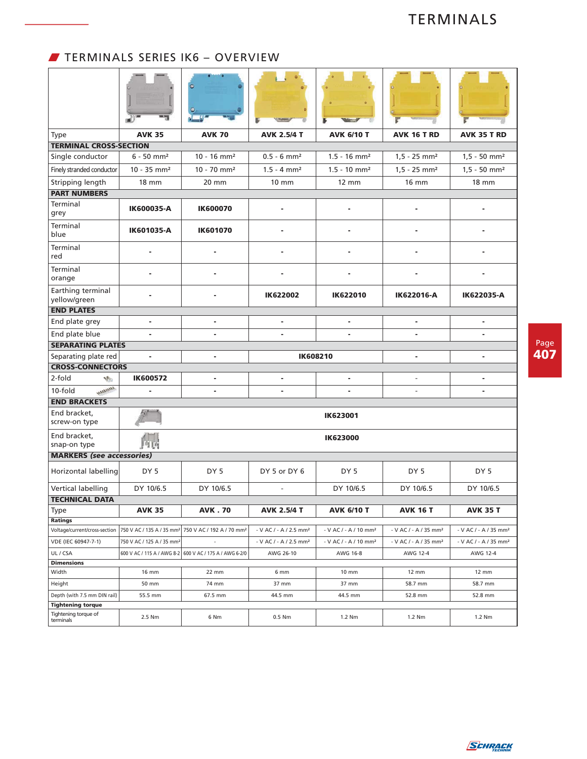## TERMINALS SERIES IK6 – OVERVIEW

| Type | AVK 35 | AVK 70 | AVK 2.5/4 T | AVK 6/10 T | AVK 16 T RD | AVK 35 T RD |
|---|---|---|---|---|---|---|
| **TERMINAL CROSS-SECTION** | | | | | | |
| Single conductor | 6 - 50 mm² | 10 - 16 mm² | 0.5 - 6 mm² | 1.5 - 16 mm² | 1,5 - 25 mm² | 1,5 - 50 mm² |
| Finely stranded conductor | 10 - 35 mm² | 10 - 70 mm² | 1.5 - 4 mm² | 1.5 - 10 mm² | 1,5 - 25 mm² | 1,5 - 50 mm² |
| Stripping length | 18 mm | 20 mm | 10 mm | 12 mm | 16 mm | 18 mm |
| **PART NUMBERS** | | | | | | |
| Terminal grey | **IK600035-A** | **IK600070** | - | - | - | - |
| Terminal blue | **IK601035-A** | **IK601070** | - | - | - | - |
| Terminal red | - | - | - | - | - | - |
| Terminal orange | - | - | - | - | - | - |
| Earthing terminal yellow/green | - | - | **IK622002** | **IK622010** | **IK622016-A** | **IK622035-A** |
| **END PLATES** | | | | | | |
| End plate grey | - | - | - | - | - | - |
| End plate blue | - | - | - | - | - | - |
| **SEPARATING PLATES** | | | | | | |
| Separating plate red | - | - | **IK608210** | | - | - |
| **CROSS-CONNECTORS** | | | | | | |
| 2-fold | **IK600572** | - | - | - | - | - |
| 10-fold | - | - | - | - | - | - |
| **END BRACKETS** | | | | | | |
| End bracket, screw-on type | **IK623001** | | | | | |
| End bracket, snap-on type | **IK623000** | | | | | |
| **MARKERS *(see accessories)*** | | | | | | |
| Horizontal labelling | DY 5 | DY 5 | DY 5 or DY 6 | DY 5 | DY 5 | DY 5 |
| Vertical labelling | DY 10/6.5 | DY 10/6.5 | - | DY 10/6.5 | DY 10/6.5 | DY 10/6.5 |
| **TECHNICAL DATA** | | | | | | |
| Type | **AVK 35** | **AVK . 70** | **AVK 2.5/4 T** | **AVK 6/10 T** | **AVK 16 T** | **AVK 35 T** |
| **Ratings** | | | | | | |
| Voltage/current/cross-section | 750 V AC / 135 A / 35 mm² | 750 V AC / 192 A / 70 mm² | - V AC / - A / 2.5 mm² | - V AC / - A / 10 mm² | - V AC / - A / 35 mm² | - V AC / - A / 35 mm² |
| VDE (IEC 60947-7-1) | 750 V AC / 125 A / 35 mm² | - | - V AC / - A / 2.5 mm² | - V AC / - A / 10 mm² | - V AC / - A / 35 mm² | - V AC / - A / 35 mm² |
| UL / CSA | 600 V AC / 115 A / AWG 8-2 | 600 V AC / 175 A / AWG 6-2/0 | AWG 26-10 | AWG 16-8 | AWG 12-4 | AWG 12-4 |
| **Dimensions** | | | | | | |
| Width | 16 mm | 22 mm | 6 mm | 10 mm | 12 mm | 12 mm |
| Height | 50 mm | 74 mm | 37 mm | 37 mm | 58.7 mm | 58.7 mm |
| Depth (with 7.5 mm DIN rail) | 55.5 mm | 67.5 mm | 44.5 mm | 44.5 mm | 52.8 mm | 52.8 mm |
| **Tightening torque** | | | | | | |
| Tightening torque of terminals | 2.5 Nm | 6 Nm | 0.5 Nm | 1.2 Nm | 1.2 Nm | 1.2 Nm |

Page 407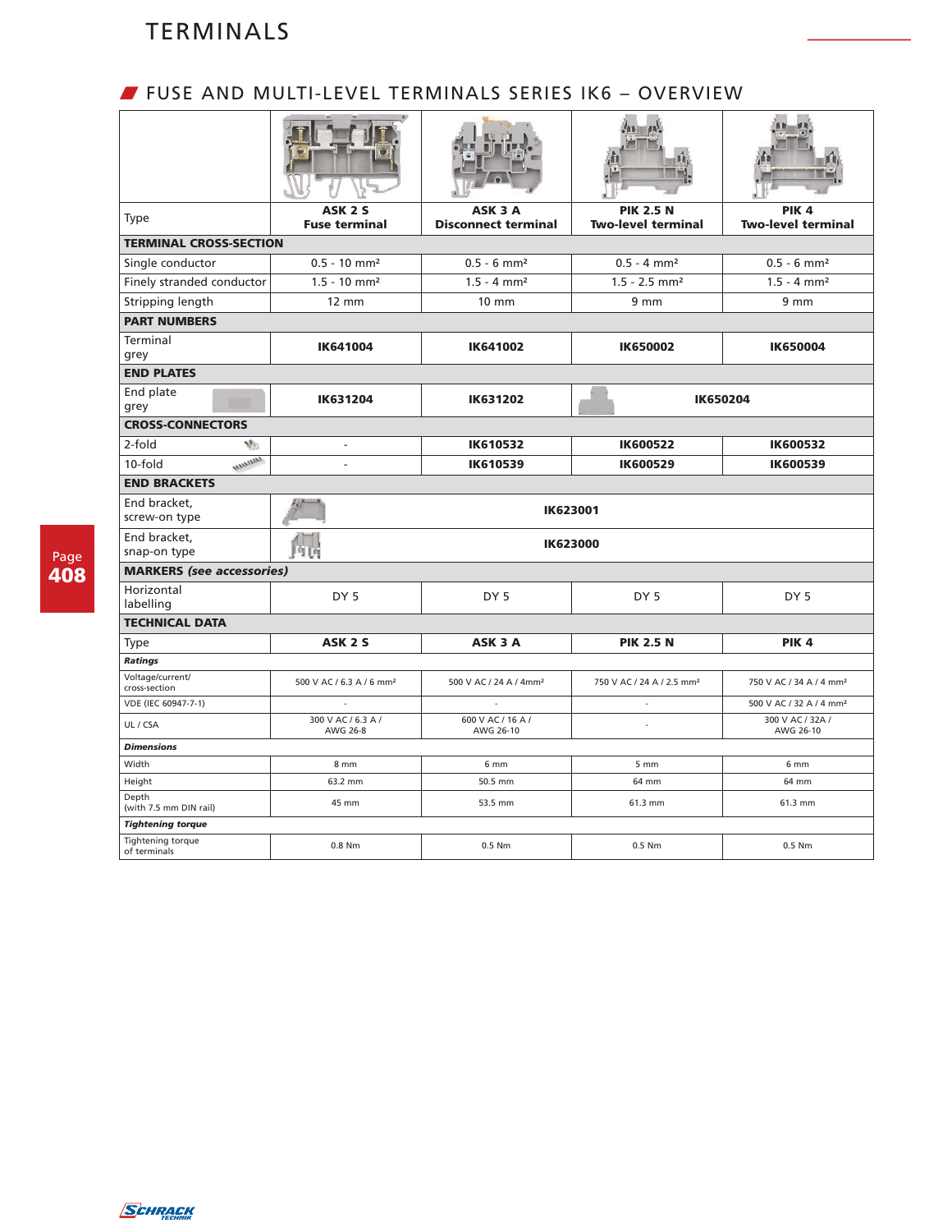# TERMINALS

## FUSE AND MULTI-LEVEL TERMINALS SERIES IK6 – OVERVIEW

| Type | ASK 2 S Fuse terminal | ASK 3 A Disconnect terminal | PIK 2.5 N Two-level terminal | PIK 4 Two-level terminal |
|---|---|---|---|---|
| **TERMINAL CROSS-SECTION** | | | | |
| Single conductor | 0.5 - 10 mm² | 0.5 - 6 mm² | 0.5 - 4 mm² | 0.5 - 6 mm² |
| Finely stranded conductor | 1.5 - 10 mm² | 1.5 - 4 mm² | 1.5 - 2.5 mm² | 1.5 - 4 mm² |
| Stripping length | 12 mm | 10 mm | 9 mm | 9 mm |
| **PART NUMBERS** | | | | |
| Terminal grey | **IK641004** | **IK641002** | **IK650002** | **IK650004** |
| **END PLATES** | | | | |
| End plate grey | **IK631204** | **IK631202** | **IK650204** | |
| **CROSS-CONNECTORS** | | | | |
| 2-fold | - | **IK610532** | **IK600522** | **IK600532** |
| 10-fold | - | **IK610539** | **IK600529** | **IK600539** |
| **END BRACKETS** | | | | |
| End bracket, screw-on type | **IK623001** | | | |
| End bracket, snap-on type | **IK623000** | | | |
| ***MARKERS (see accessories)*** | | | | |
| Horizontal labelling | DY 5 | DY 5 | DY 5 | DY 5 |
| **TECHNICAL DATA** | | | | |
| Type | **ASK 2 S** | **ASK 3 A** | **PIK 2.5 N** | **PIK 4** |
| ***Ratings*** | | | | |
| Voltage/current/ cross-section | 500 V AC / 6.3 A / 6 mm² | 500 V AC / 24 A / 4mm² | 750 V AC / 24 A / 2.5 mm² | 750 V AC / 34 A / 4 mm² |
| VDE (IEC 60947-7-1) | - | - | - | 500 V AC / 32 A / 4 mm² |
| UL / CSA | 300 V AC / 6.3 A / AWG 26-8 | 600 V AC / 16 A / AWG 26-10 | - | 300 V AC / 32A / AWG 26-10 |
| ***Dimensions*** | | | | |
| Width | 8 mm | 6 mm | 5 mm | 6 mm |
| Height | 63.2 mm | 50.5 mm | 64 mm | 64 mm |
| Depth (with 7.5 mm DIN rail) | 45 mm | 53.5 mm | 61.3 mm | 61.3 mm |
| ***Tightening torque*** | | | | |
| Tightening torque of terminals | 0.8 Nm | 0.5 Nm | 0.5 Nm | 0.5 Nm |

Page 408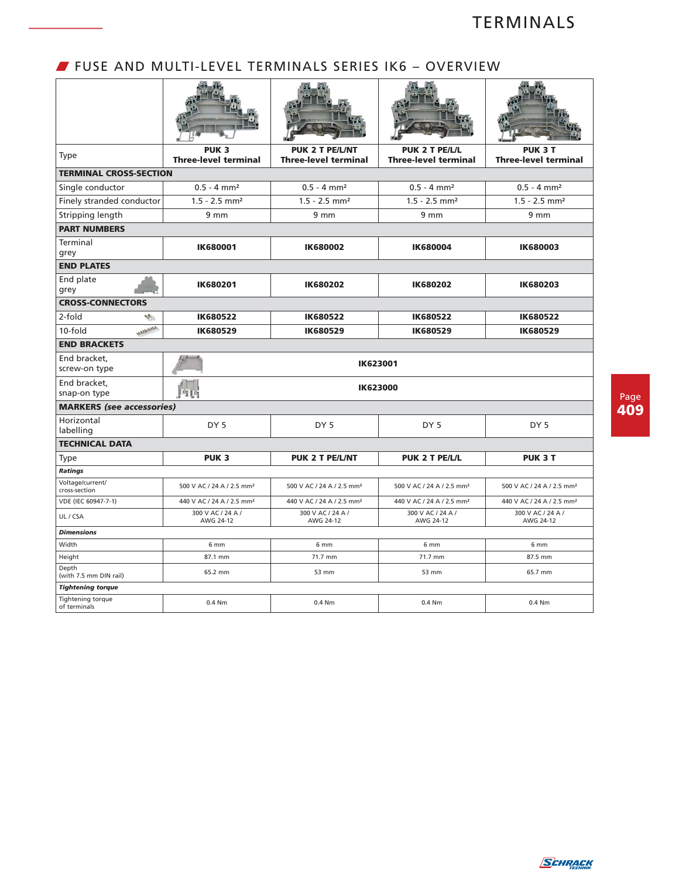## FUSE AND MULTI-LEVEL TERMINALS SERIES IK6 – OVERVIEW

| Type | PUK 3 Three-level terminal | PUK 2 T PE/L/NT Three-level terminal | PUK 2 T PE/L/L Three-level terminal | PUK 3 T Three-level terminal |
|---|---|---|---|---|
| **TERMINAL CROSS-SECTION** | | | | |
| Single conductor | 0.5 - 4 mm² | 0.5 - 4 mm² | 0.5 - 4 mm² | 0.5 - 4 mm² |
| Finely stranded conductor | 1.5 - 2.5 mm² | 1.5 - 2.5 mm² | 1.5 - 2.5 mm² | 1.5 - 2.5 mm² |
| Stripping length | 9 mm | 9 mm | 9 mm | 9 mm |
| **PART NUMBERS** | | | | |
| Terminal grey | **IK680001** | **IK680002** | **IK680004** | **IK680003** |
| **END PLATES** | | | | |
| End plate grey | **IK680201** | **IK680202** | **IK680202** | **IK680203** |
| **CROSS-CONNECTORS** | | | | |
| 2-fold | **IK680522** | **IK680522** | **IK680522** | **IK680522** |
| 10-fold | **IK680529** | **IK680529** | **IK680529** | **IK680529** |
| **END BRACKETS** | | | | |
| End bracket, screw-on type | **IK623001** | | | |
| End bracket, snap-on type | **IK623000** | | | |
| **MARKERS *(see accessories)*** | | | | |
| Horizontal labelling | DY 5 | DY 5 | DY 5 | DY 5 |
| **TECHNICAL DATA** | | | | |
| Type | **PUK 3** | **PUK 2 T PE/L/NT** | **PUK 2 T PE/L/L** | **PUK 3 T** |
| ***Ratings*** | | | | |
| Voltage/current/ cross-section | 500 V AC / 24 A / 2.5 mm² | 500 V AC / 24 A / 2.5 mm² | 500 V AC / 24 A / 2.5 mm² | 500 V AC / 24 A / 2.5 mm² |
| VDE (IEC 60947-7-1) | 440 V AC / 24 A / 2.5 mm² | 440 V AC / 24 A / 2.5 mm² | 440 V AC / 24 A / 2.5 mm² | 440 V AC / 24 A / 2.5 mm² |
| UL / CSA | 300 V AC / 24 A / AWG 24-12 | 300 V AC / 24 A / AWG 24-12 | 300 V AC / 24 A / AWG 24-12 | 300 V AC / 24 A / AWG 24-12 |
| ***Dimensions*** | | | | |
| Width | 6 mm | 6 mm | 6 mm | 6 mm |
| Height | 87.1 mm | 71.7 mm | 71.7 mm | 87.5 mm |
| Depth (with 7.5 mm DIN rail) | 65.2 mm | 53 mm | 53 mm | 65.7 mm |
| ***Tightening torque*** | | | | |
| Tightening torque of terminals | 0.4 Nm | 0.4 Nm | 0.4 Nm | 0.4 Nm |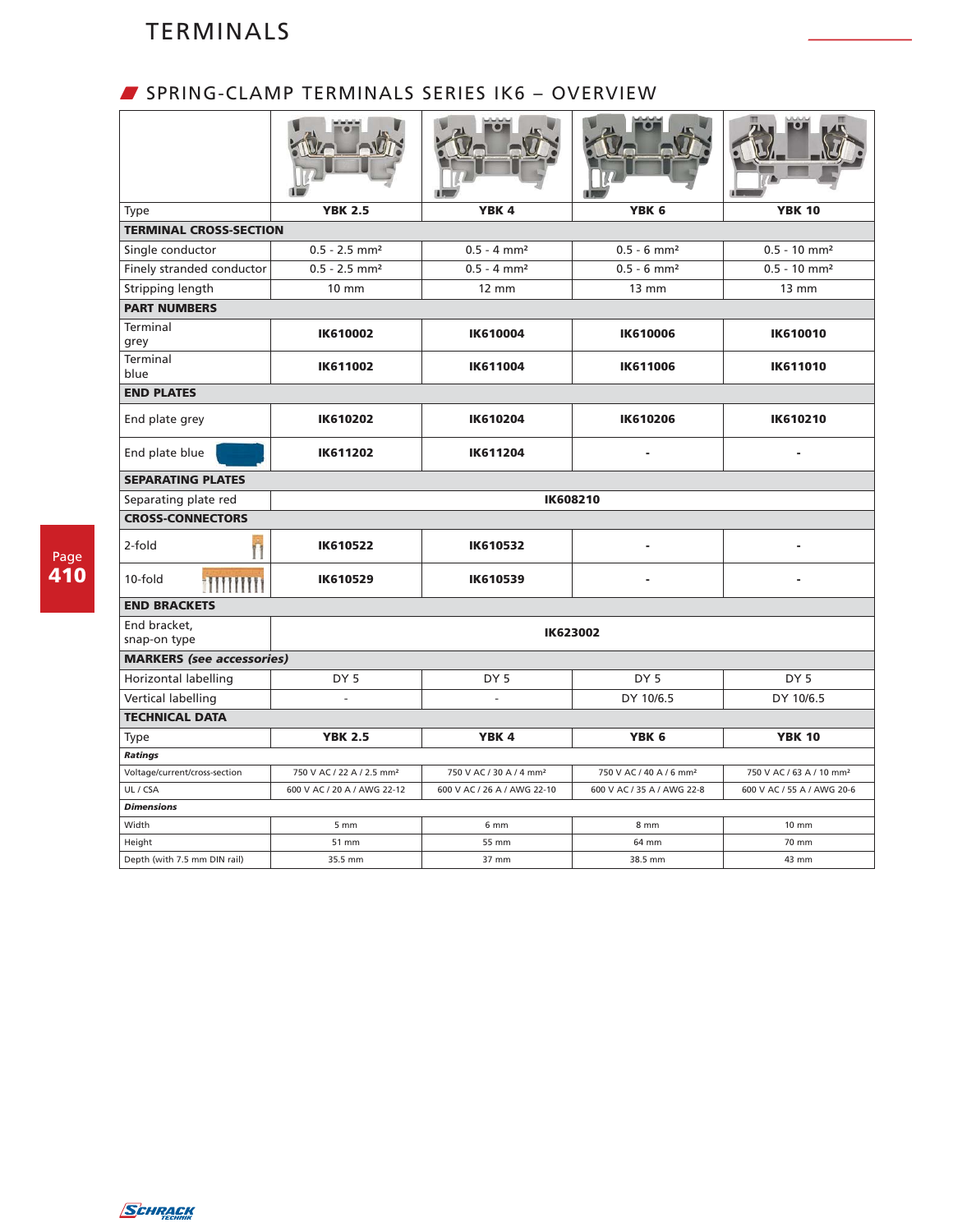# TERMINALS

## SPRING-CLAMP TERMINALS SERIES IK6 – OVERVIEW

| Type | YBK 2.5 | YBK 4 | YBK 6 | YBK 10 |
|---|---|---|---|---|
| **TERMINAL CROSS-SECTION** | | | | |
| Single conductor | 0.5 - 2.5 mm² | 0.5 - 4 mm² | 0.5 - 6 mm² | 0.5 - 10 mm² |
| Finely stranded conductor | 0.5 - 2.5 mm² | 0.5 - 4 mm² | 0.5 - 6 mm² | 0.5 - 10 mm² |
| Stripping length | 10 mm | 12 mm | 13 mm | 13 mm |
| **PART NUMBERS** | | | | |
| Terminal grey | **IK610002** | **IK610004** | **IK610006** | **IK610010** |
| Terminal blue | **IK611002** | **IK611004** | **IK611006** | **IK611010** |
| **END PLATES** | | | | |
| End plate grey | **IK610202** | **IK610204** | **IK610206** | **IK610210** |
| End plate blue | **IK611202** | **IK611204** | - | - |
| **SEPARATING PLATES** | | | | |
| Separating plate red | **IK608210** | | | |
| **CROSS-CONNECTORS** | | | | |
| 2-fold | **IK610522** | **IK610532** | - | - |
| 10-fold | **IK610529** | **IK610539** | - | - |
| **END BRACKETS** | | | | |
| End bracket, snap-on type | **IK623002** | | | |
| **MARKERS *(see accessories)*** | | | | |
| Horizontal labelling | DY 5 | DY 5 | DY 5 | DY 5 |
| Vertical labelling | - | - | DY 10/6.5 | DY 10/6.5 |
| **TECHNICAL DATA** | | | | |
| Type | **YBK 2.5** | **YBK 4** | **YBK 6** | **YBK 10** |
| ***Ratings*** | | | | |
| Voltage/current/cross-section | 750 V AC / 22 A / 2.5 mm² | 750 V AC / 30 A / 4 mm² | 750 V AC / 40 A / 6 mm² | 750 V AC / 63 A / 10 mm² |
| UL / CSA | 600 V AC / 20 A / AWG 22-12 | 600 V AC / 26 A / AWG 22-10 | 600 V AC / 35 A / AWG 22-8 | 600 V AC / 55 A / AWG 20-6 |
| ***Dimensions*** | | | | |
| Width | 5 mm | 6 mm | 8 mm | 10 mm |
| Height | 51 mm | 55 mm | 64 mm | 70 mm |
| Depth (with 7.5 mm DIN rail) | 35.5 mm | 37 mm | 38.5 mm | 43 mm |

Page 410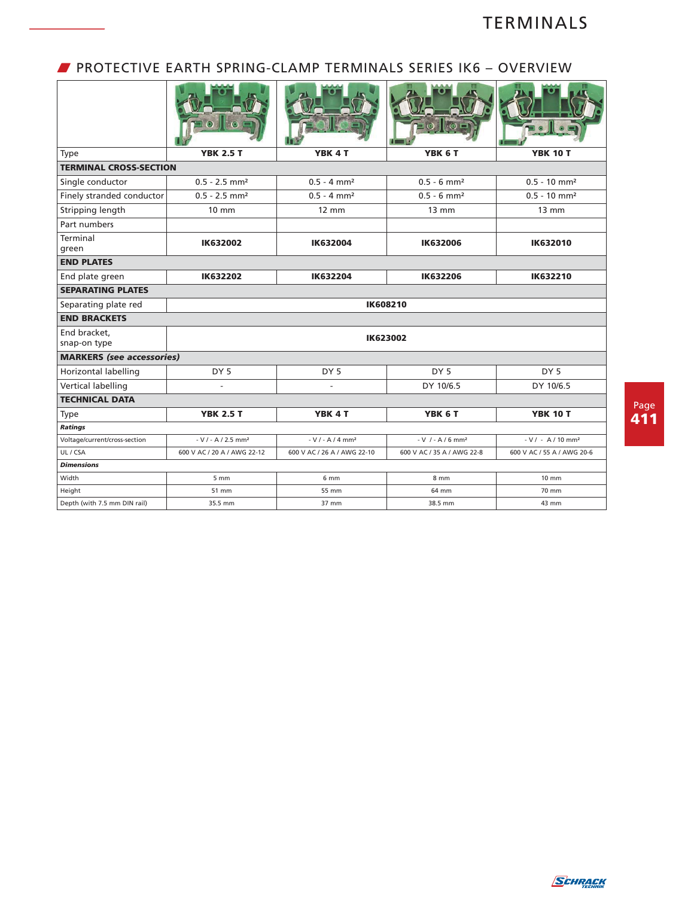## PROTECTIVE EARTH SPRING-CLAMP TERMINALS SERIES IK6 – OVERVIEW

| Type | YBK 2.5 T | YBK 4 T | YBK 6 T | YBK 10 T |
|---|---|---|---|---|
| **TERMINAL CROSS-SECTION** | | | | |
| Single conductor | 0.5 - 2.5 mm² | 0.5 - 4 mm² | 0.5 - 6 mm² | 0.5 - 10 mm² |
| Finely stranded conductor | 0.5 - 2.5 mm² | 0.5 - 4 mm² | 0.5 - 6 mm² | 0.5 - 10 mm² |
| Stripping length | 10 mm | 12 mm | 13 mm | 13 mm |
| Part numbers | | | | |
| Terminal green | **IK632002** | **IK632004** | **IK632006** | **IK632010** |
| **END PLATES** | | | | |
| End plate green | **IK632202** | **IK632204** | **IK632206** | **IK632210** |
| **SEPARATING PLATES** | | | | |
| Separating plate red | **IK608210** | | | |
| **END BRACKETS** | | | | |
| End bracket, snap-on type | **IK623002** | | | |
| **MARKERS *(see accessories)*** | | | | |
| Horizontal labelling | DY 5 | DY 5 | DY 5 | DY 5 |
| Vertical labelling | - | - | DY 10/6.5 | DY 10/6.5 |
| **TECHNICAL DATA** | | | | |
| Type | **YBK 2.5 T** | **YBK 4 T** | **YBK 6 T** | **YBK 10 T** |
| ***Ratings*** | | | | |
| Voltage/current/cross-section | - V / - A / 2.5 mm² | - V / - A / 4 mm² | - V / - A / 6 mm² | - V / - A / 10 mm² |
| UL / CSA | 600 V AC / 20 A / AWG 22-12 | 600 V AC / 26 A / AWG 22-10 | 600 V AC / 35 A / AWG 22-8 | 600 V AC / 55 A / AWG 20-6 |
| ***Dimensions*** | | | | |
| Width | 5 mm | 6 mm | 8 mm | 10 mm |
| Height | 51 mm | 55 mm | 64 mm | 70 mm |
| Depth (with 7.5 mm DIN rail) | 35.5 mm | 37 mm | 38.5 mm | 43 mm |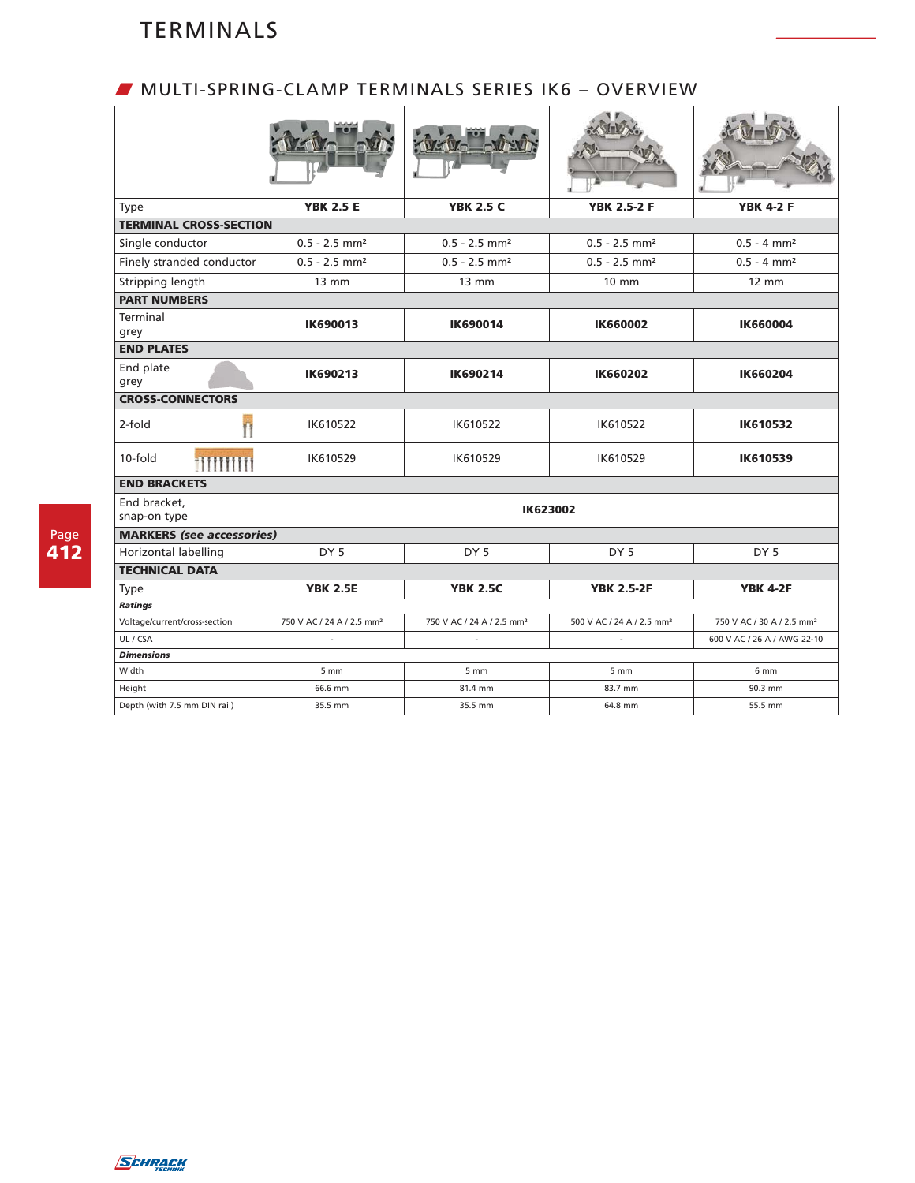## MULTI-SPRING-CLAMP TERMINALS SERIES IK6 – OVERVIEW

| Type | YBK 2.5 E | YBK 2.5 C | YBK 2.5-2 F | YBK 4-2 F |
|---|---|---|---|---|
| **TERMINAL CROSS-SECTION** | | | | |
| Single conductor | 0.5 - 2.5 mm² | 0.5 - 2.5 mm² | 0.5 - 2.5 mm² | 0.5 - 4 mm² |
| Finely stranded conductor | 0.5 - 2.5 mm² | 0.5 - 2.5 mm² | 0.5 - 2.5 mm² | 0.5 - 4 mm² |
| Stripping length | 13 mm | 13 mm | 10 mm | 12 mm |
| **PART NUMBERS** | | | | |
| Terminal grey | **IK690013** | **IK690014** | **IK660002** | **IK660004** |
| **END PLATES** | | | | |
| End plate grey | **IK690213** | **IK690214** | **IK660202** | **IK660204** |
| **CROSS-CONNECTORS** | | | | |
| 2-fold | IK610522 | IK610522 | IK610522 | **IK610532** |
| 10-fold | IK610529 | IK610529 | IK610529 | **IK610539** |
| **END BRACKETS** | | | | |
| End bracket, snap-on type | **IK623002** | | | |
| **MARKERS *(see accessories)*** | | | | |
| Horizontal labelling | DY 5 | DY 5 | DY 5 | DY 5 |
| **TECHNICAL DATA** | | | | |
| Type | **YBK 2.5E** | **YBK 2.5C** | **YBK 2.5-2F** | **YBK 4-2F** |
| ***Ratings*** | | | | |
| Voltage/current/cross-section | 750 V AC / 24 A / 2.5 mm² | 750 V AC / 24 A / 2.5 mm² | 500 V AC / 24 A / 2.5 mm² | 750 V AC / 30 A / 2.5 mm² |
| UL / CSA | - | - | - | 600 V AC / 26 A / AWG 22-10 |
| ***Dimensions*** | | | | |
| Width | 5 mm | 5 mm | 5 mm | 6 mm |
| Height | 66.6 mm | 81.4 mm | 83.7 mm | 90.3 mm |
| Depth (with 7.5 mm DIN rail) | 35.5 mm | 35.5 mm | 64.8 mm | 55.5 mm |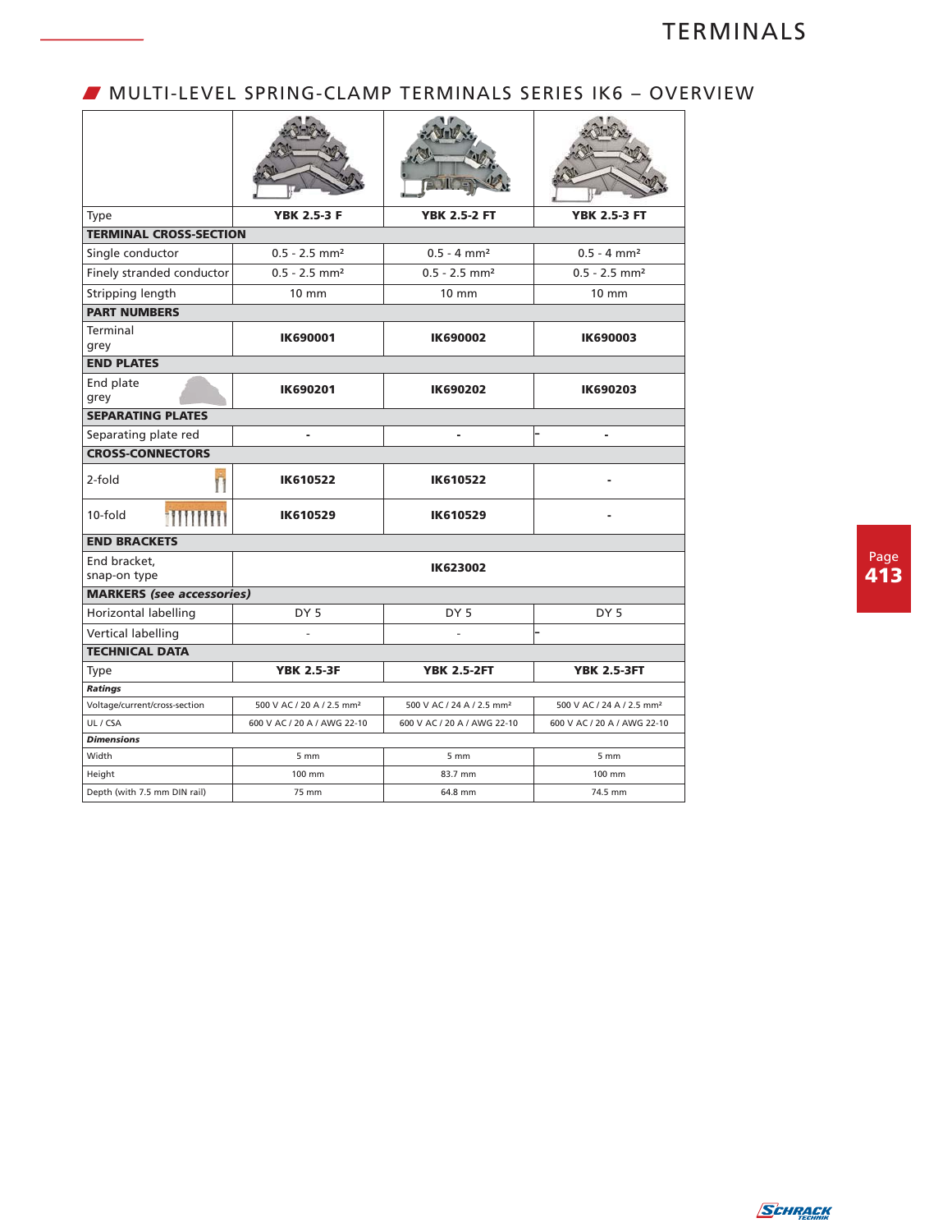## MULTI-LEVEL SPRING-CLAMP TERMINALS SERIES IK6 – OVERVIEW

| Type | YBK 2.5-3 F | YBK 2.5-2 FT | YBK 2.5-3 FT |
|---|---|---|---|
| **TERMINAL CROSS-SECTION** | | | |
| Single conductor | 0.5 - 2.5 mm² | 0.5 - 4 mm² | 0.5 - 4 mm² |
| Finely stranded conductor | 0.5 - 2.5 mm² | 0.5 - 2.5 mm² | 0.5 - 2.5 mm² |
| Stripping length | 10 mm | 10 mm | 10 mm |
| **PART NUMBERS** | | | |
| Terminal grey | **IK690001** | **IK690002** | **IK690003** |
| **END PLATES** | | | |
| End plate grey | **IK690201** | **IK690202** | **IK690203** |
| **SEPARATING PLATES** | | | |
| Separating plate red | - | - | - |
| **CROSS-CONNECTORS** | | | |
| 2-fold | **IK610522** | **IK610522** | - |
| 10-fold | **IK610529** | **IK610529** | - |
| **END BRACKETS** | | | |
| End bracket, snap-on type | **IK623002** | | |
| **MARKERS** ***(see accessories)*** | | | |
| Horizontal labelling | DY 5 | DY 5 | DY 5 |
| Vertical labelling | - | - | |
| **TECHNICAL DATA** | | | |
| Type | **YBK 2.5-3F** | **YBK 2.5-2FT** | **YBK 2.5-3FT** |
| ***Ratings*** | | | |
| Voltage/current/cross-section | 500 V AC / 20 A / 2.5 mm² | 500 V AC / 24 A / 2.5 mm² | 500 V AC / 24 A / 2.5 mm² |
| UL / CSA | 600 V AC / 20 A / AWG 22-10 | 600 V AC / 20 A / AWG 22-10 | 600 V AC / 20 A / AWG 22-10 |
| ***Dimensions*** | | | |
| Width | 5 mm | 5 mm | 5 mm |
| Height | 100 mm | 83.7 mm | 100 mm |
| Depth (with 7.5 mm DIN rail) | 75 mm | 64.8 mm | 74.5 mm |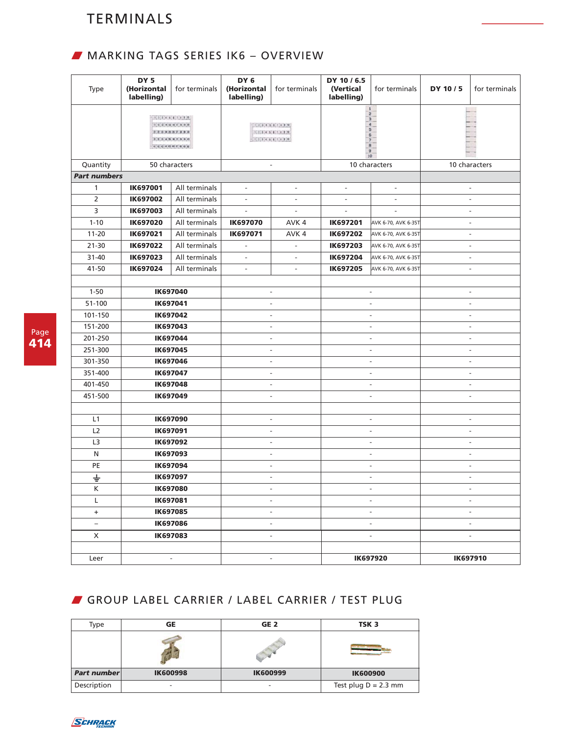## TERMINALS

### MARKING TAGS SERIES IK6 – OVERVIEW

| Type | DY 5 (Horizontal labelling) | for terminals | DY 6 (Horizontal labelling) | for terminals | DY 10 / 6.5 (Vertical labelling) | for terminals | DY 10 / 5 | for terminals |
|---|---|---|---|---|---|---|---|---|
| | | | | | | | | |
| Quantity | 50 characters | | - | | 10 characters | | 10 characters | |
| ***Part numbers*** | | | | | | | | |
| 1 | **IK697001** | All terminals | - | - | - | - | - | |
| 2 | **IK697002** | All terminals | - | - | - | - | - | |
| 3 | **IK697003** | All terminals | - | - | - | - | - | |
| 1-10 | **IK697020** | All terminals | **IK697070** | AVK 4 | **IK697201** | AVK 6-70, AVK 6-35T | - | |
| 11-20 | **IK697021** | All terminals | **IK697071** | AVK 4 | **IK697202** | AVK 6-70, AVK 6-35T | - | |
| 21-30 | **IK697022** | All terminals | - | - | **IK697203** | AVK 6-70, AVK 6-35T | - | |
| 31-40 | **IK697023** | All terminals | - | - | **IK697204** | AVK 6-70, AVK 6-35T | - | |
| 41-50 | **IK697024** | All terminals | - | - | **IK697205** | AVK 6-70, AVK 6-35T | - | |
| | | | | | | | | |
| 1-50 | **IK697040** | | - | | - | | - | |
| 51-100 | **IK697041** | | - | | - | | - | |
| 101-150 | **IK697042** | | - | | - | | - | |
| 151-200 | **IK697043** | | - | | - | | - | |
| 201-250 | **IK697044** | | - | | - | | - | |
| 251-300 | **IK697045** | | - | | - | | - | |
| 301-350 | **IK697046** | | - | | - | | - | |
| 351-400 | **IK697047** | | - | | - | | - | |
| 401-450 | **IK697048** | | - | | - | | - | |
| 451-500 | **IK697049** | | - | | - | | - | |
| | | | | | | | | |
| L1 | **IK697090** | | - | | - | | - | |
| L2 | **IK697091** | | - | | - | | - | |
| L3 | **IK697092** | | - | | - | | - | |
| N | **IK697093** | | - | | - | | - | |
| PE | **IK697094** | | - | | - | | - | |
| ⏚ | **IK697097** | | - | | - | | - | |
| K | **IK697080** | | - | | - | | - | |
| L | **IK697081** | | - | | - | | - | |
| + | **IK697085** | | - | | - | | - | |
| – | **IK697086** | | - | | - | | - | |
| X | **IK697083** | | - | | - | | - | |
| | | | | | | | | |
| Leer | - | | - | | **IK697920** | | **IK697910** | |

### GROUP LABEL CARRIER / LABEL CARRIER / TEST PLUG

| Type | GE | GE 2 | TSK 3 |
|---|---|---|---|
| | | | |
| ***Part number*** | **IK600998** | **IK600999** | **IK600900** |
| Description | - | - | Test plug D = 2.3 mm |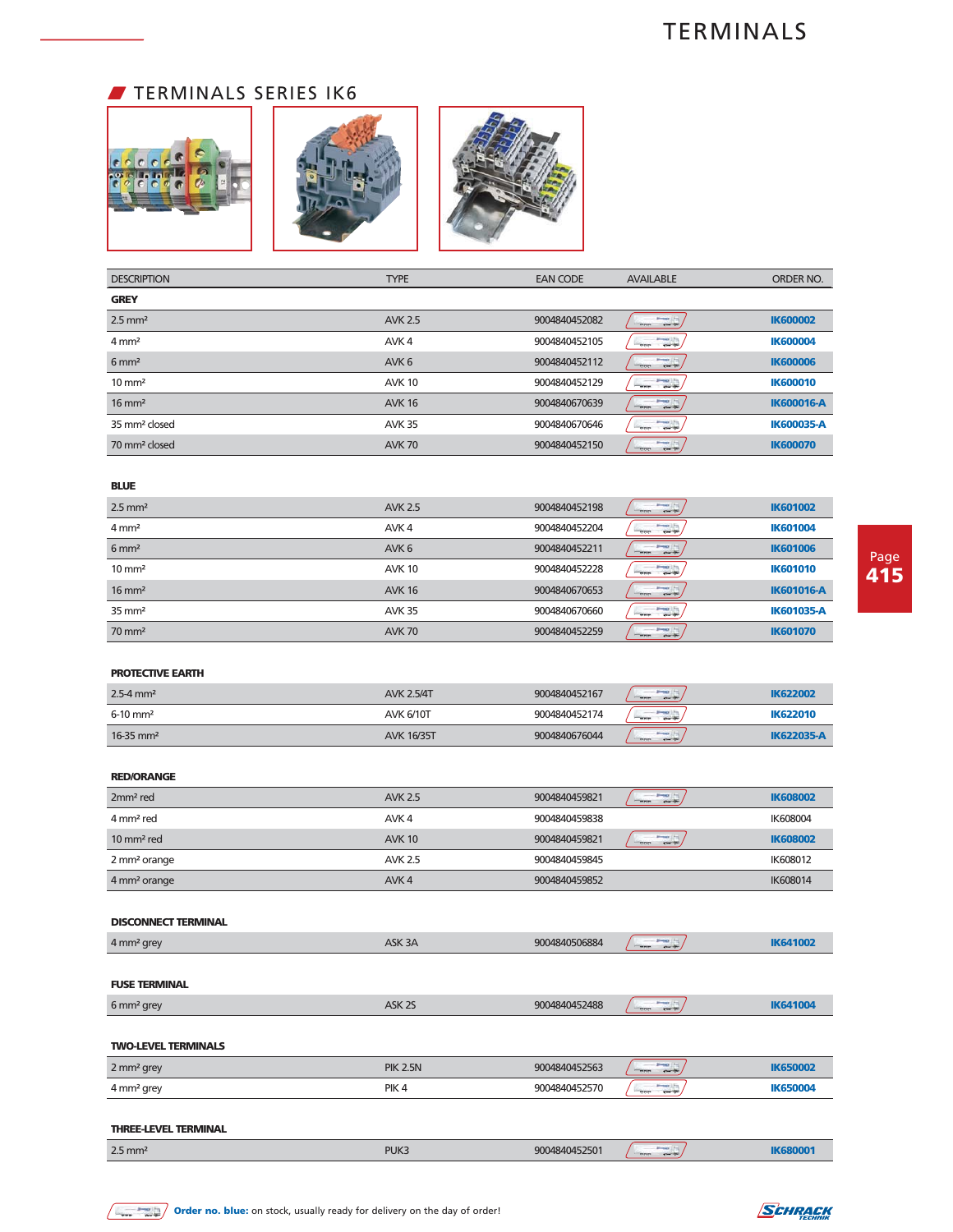# TERMINALS

## TERMINALS SERIES IK6

| DESCRIPTION | TYPE | EAN CODE | AVAILABLE | ORDER NO. |
|---|---|---|---|---|
| **GREY** | | | | |
| 2.5 mm² | AVK 2.5 | 9004840452082 | | **IK600002** |
| 4 mm² | AVK 4 | 9004840452105 | | **IK600004** |
| 6 mm² | AVK 6 | 9004840452112 | | **IK600006** |
| 10 mm² | AVK 10 | 9004840452129 | | **IK600010** |
| 16 mm² | AVK 16 | 9004840670639 | | **IK600016-A** |
| 35 mm² closed | AVK 35 | 9004840670646 | | **IK600035-A** |
| 70 mm² closed | AVK 70 | 9004840452150 | | **IK600070** |
| **BLUE** | | | | |
| 2.5 mm² | AVK 2.5 | 9004840452198 | | **IK601002** |
| 4 mm² | AVK 4 | 9004840452204 | | **IK601004** |
| 6 mm² | AVK 6 | 9004840452211 | | **IK601006** |
| 10 mm² | AVK 10 | 9004840452228 | | **IK601010** |
| 16 mm² | AVK 16 | 9004840670653 | | **IK601016-A** |
| 35 mm² | AVK 35 | 9004840670660 | | **IK601035-A** |
| 70 mm² | AVK 70 | 9004840452259 | | **IK601070** |
| **PROTECTIVE EARTH** | | | | |
| 2.5-4 mm² | AVK 2.5/4T | 9004840452167 | | **IK622002** |
| 6-10 mm² | AVK 6/10T | 9004840452174 | | **IK622010** |
| 16-35 mm² | AVK 16/35T | 9004840676044 | | **IK622035-A** |
| **RED/ORANGE** | | | | |
| 2mm² red | AVK 2.5 | 9004840459821 | | **IK608002** |
| 4 mm² red | AVK 4 | 9004840459838 | | IK608004 |
| 10 mm² red | AVK 10 | 9004840459821 | | **IK608002** |
| 2 mm² orange | AVK 2.5 | 9004840459845 | | IK608012 |
| 4 mm² orange | AVK 4 | 9004840459852 | | IK608014 |
| **DISCONNECT TERMINAL** | | | | |
| 4 mm² grey | ASK 3A | 9004840506884 | | **IK641002** |
| **FUSE TERMINAL** | | | | |
| 6 mm² grey | ASK 2S | 9004840452488 | | **IK641004** |
| **TWO-LEVEL TERMINALS** | | | | |
| 2 mm² grey | PIK 2.5N | 9004840452563 | | **IK650002** |
| 4 mm² grey | PIK 4 | 9004840452570 | | **IK650004** |
| **THREE-LEVEL TERMINAL** | | | | |
| 2.5 mm² | PUK3 | 9004840452501 | | **IK680001** |

**Order no. blue:** on stock, usually ready for delivery on the day of order!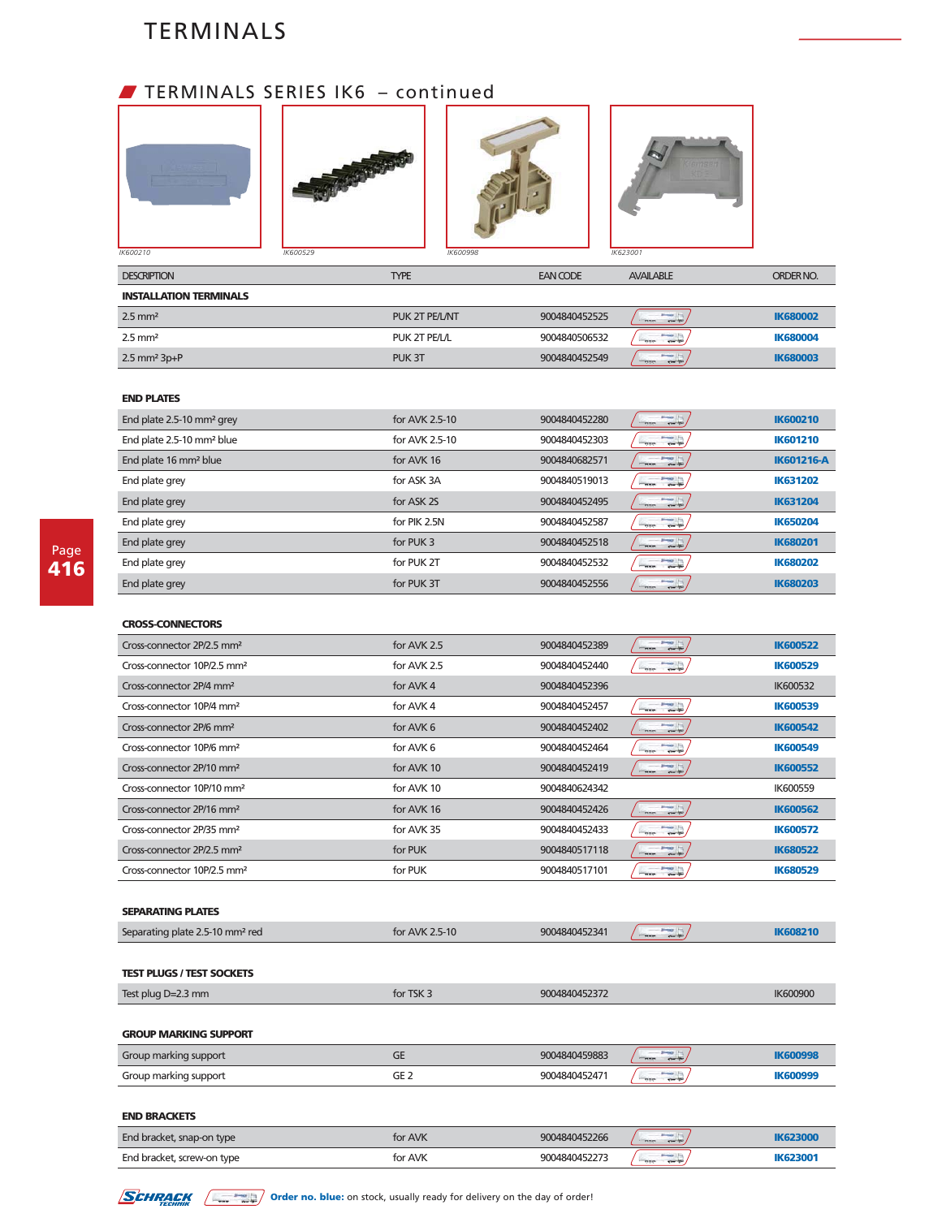# TERMINALS

## TERMINALS SERIES IK6 – continued

IK600210 IK600529 IK600998 IK623001

| DESCRIPTION | TYPE | EAN CODE | AVAILABLE | ORDER NO. |
|---|---|---|---|---|
| **INSTALLATION TERMINALS** | | | | |
| 2.5 mm² | PUK 2T PE/L/NT | 9004840452525 | | **IK680002** |
| 2.5 mm² | PUK 2T PE/L/L | 9004840506532 | | **IK680004** |
| 2.5 mm² 3p+P | PUK 3T | 9004840452549 | | **IK680003** |
| **END PLATES** | | | | |
| End plate 2.5-10 mm² grey | for AVK 2.5-10 | 9004840452280 | | **IK600210** |
| End plate 2.5-10 mm² blue | for AVK 2.5-10 | 9004840452303 | | **IK601210** |
| End plate 16 mm² blue | for AVK 16 | 9004840682571 | | **IK601216-A** |
| End plate grey | for ASK 3A | 9004840519013 | | **IK631202** |
| End plate grey | for ASK 2S | 9004840452495 | | **IK631204** |
| End plate grey | for PIK 2.5N | 9004840452587 | | **IK650204** |
| End plate grey | for PUK 3 | 9004840452518 | | **IK680201** |
| End plate grey | for PUK 2T | 9004840452532 | | **IK680202** |
| End plate grey | for PUK 3T | 9004840452556 | | **IK680203** |
| **CROSS-CONNECTORS** | | | | |
| Cross-connector 2P/2.5 mm² | for AVK 2.5 | 9004840452389 | | **IK600522** |
| Cross-connector 10P/2.5 mm² | for AVK 2.5 | 9004840452440 | | **IK600529** |
| Cross-connector 2P/4 mm² | for AVK 4 | 9004840452396 | | IK600532 |
| Cross-connector 10P/4 mm² | for AVK 4 | 9004840452457 | | **IK600539** |
| Cross-connector 2P/6 mm² | for AVK 6 | 9004840452402 | | **IK600542** |
| Cross-connector 10P/6 mm² | for AVK 6 | 9004840452464 | | **IK600549** |
| Cross-connector 2P/10 mm² | for AVK 10 | 9004840452419 | | **IK600552** |
| Cross-connector 10P/10 mm² | for AVK 10 | 9004840624342 | | IK600559 |
| Cross-connector 2P/16 mm² | for AVK 16 | 9004840452426 | | **IK600562** |
| Cross-connector 2P/35 mm² | for AVK 35 | 9004840452433 | | **IK600572** |
| Cross-connector 2P/2.5 mm² | for PUK | 9004840517118 | | **IK680522** |
| Cross-connector 10P/2.5 mm² | for PUK | 9004840517101 | | **IK680529** |
| **SEPARATING PLATES** | | | | |
| Separating plate 2.5-10 mm² red | for AVK 2.5-10 | 9004840452341 | | **IK608210** |
| **TEST PLUGS / TEST SOCKETS** | | | | |
| Test plug D=2.3 mm | for TSK 3 | 9004840452372 | | IK600900 |
| **GROUP MARKING SUPPORT** | | | | |
| Group marking support | GE | 9004840459883 | | **IK600998** |
| Group marking support | GE 2 | 9004840452471 | | **IK600999** |
| **END BRACKETS** | | | | |
| End bracket, snap-on type | for AVK | 9004840452266 | | **IK623000** |
| End bracket, screw-on type | for AVK | 9004840452273 | | **IK623001** |

**Order no. blue:** on stock, usually ready for delivery on the day of order!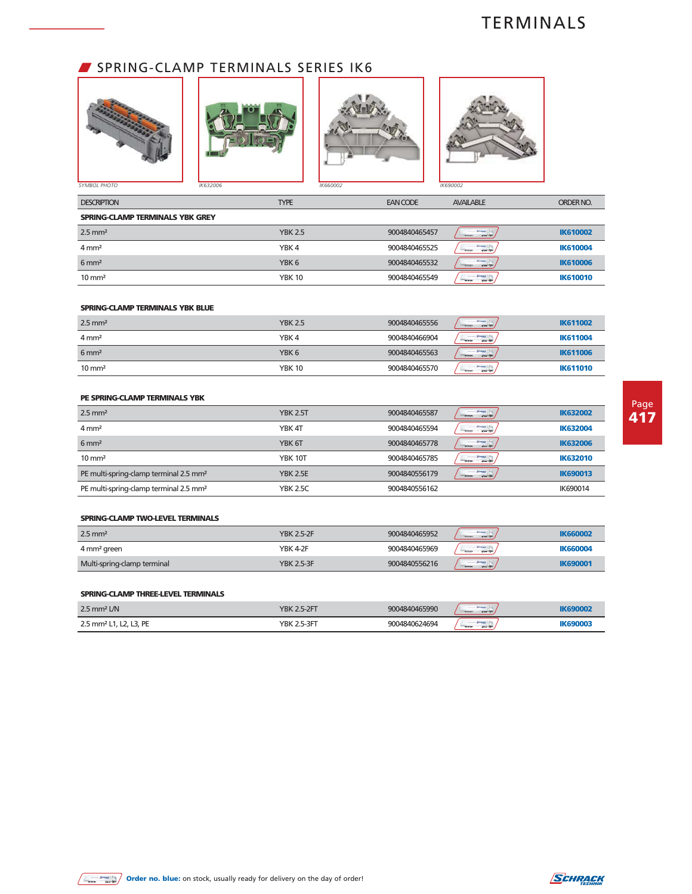## SPRING-CLAMP TERMINALS SERIES IK6

SYMBOL PHOTO | IK632006 | IK660002 | IK690002

| DESCRIPTION | TYPE | EAN CODE | AVAILABLE | ORDER NO. |
|---|---|---|---|---|
| **SPRING-CLAMP TERMINALS YBK GREY** | | | | |
| 2.5 mm² | YBK 2.5 | 9004840465457 | | **IK610002** |
| 4 mm² | YBK 4 | 9004840465525 | | **IK610004** |
| 6 mm² | YBK 6 | 9004840465532 | | **IK610006** |
| 10 mm² | YBK 10 | 9004840465549 | | **IK610010** |
| **SPRING-CLAMP TERMINALS YBK BLUE** | | | | |
| 2.5 mm² | YBK 2.5 | 9004840465556 | | **IK611002** |
| 4 mm² | YBK 4 | 9004840466904 | | **IK611004** |
| 6 mm² | YBK 6 | 9004840465563 | | **IK611006** |
| 10 mm² | YBK 10 | 9004840465570 | | **IK611010** |
| **PE SPRING-CLAMP TERMINALS YBK** | | | | |
| 2.5 mm² | YBK 2.5T | 9004840465587 | | **IK632002** |
| 4 mm² | YBK 4T | 9004840465594 | | **IK632004** |
| 6 mm² | YBK 6T | 9004840465778 | | **IK632006** |
| 10 mm² | YBK 10T | 9004840465785 | | **IK632010** |
| PE multi-spring-clamp terminal 2.5 mm² | YBK 2.5E | 9004840556179 | | **IK690013** |
| PE multi-spring-clamp terminal 2.5 mm² | YBK 2.5C | 9004840556162 | | IK690014 |
| **SPRING-CLAMP TWO-LEVEL TERMINALS** | | | | |
| 2.5 mm² | YBK 2.5-2F | 9004840465952 | | **IK660002** |
| 4 mm² green | YBK 4-2F | 9004840465969 | | **IK660004** |
| Multi-spring-clamp terminal | YBK 2.5-3F | 9004840556216 | | **IK690001** |
| **SPRING-CLAMP THREE-LEVEL TERMINALS** | | | | |
| 2.5 mm² L/N | YBK 2.5-2FT | 9004840465990 | | **IK690002** |
| 2.5 mm² L1, L2, L3, PE | YBK 2.5-3FT | 9004840624694 | | **IK690003** |

**Order no. blue:** on stock, usually ready for delivery on the day of order!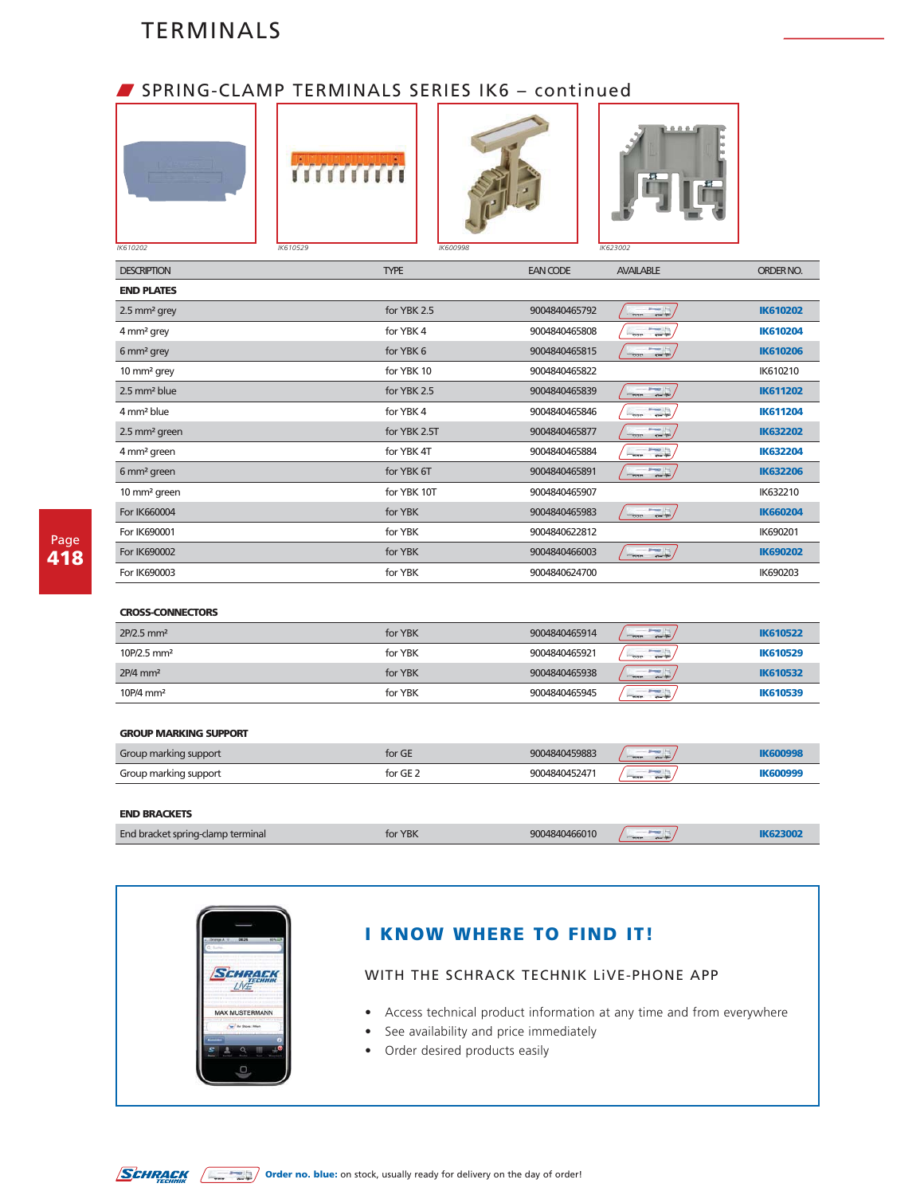# TERMINALS

## SPRING-CLAMP TERMINALS SERIES IK6 – continued

IK610202 IK610529 IK600998 IK623002

| DESCRIPTION | TYPE | EAN CODE | AVAILABLE | ORDER NO. |
|---|---|---|---|---|
| **END PLATES** | | | | |
| 2.5 mm² grey | for YBK 2.5 | 9004840465792 | | **IK610202** |
| 4 mm² grey | for YBK 4 | 9004840465808 | | **IK610204** |
| 6 mm² grey | for YBK 6 | 9004840465815 | | **IK610206** |
| 10 mm² grey | for YBK 10 | 9004840465822 | | IK610210 |
| 2.5 mm² blue | for YBK 2.5 | 9004840465839 | | **IK611202** |
| 4 mm² blue | for YBK 4 | 9004840465846 | | **IK611204** |
| 2.5 mm² green | for YBK 2.5T | 9004840465877 | | **IK632202** |
| 4 mm² green | for YBK 4T | 9004840465884 | | **IK632204** |
| 6 mm² green | for YBK 6T | 9004840465891 | | **IK632206** |
| 10 mm² green | for YBK 10T | 9004840465907 | | IK632210 |
| For IK660004 | for YBK | 9004840465983 | | **IK660204** |
| For IK690001 | for YBK | 9004840622812 | | IK690201 |
| For IK690002 | for YBK | 9004840466003 | | **IK690202** |
| For IK690003 | for YBK | 9004840624700 | | IK690203 |
| **CROSS-CONNECTORS** | | | | |
| 2P/2.5 mm² | for YBK | 9004840465914 | | **IK610522** |
| 10P/2.5 mm² | for YBK | 9004840465921 | | **IK610529** |
| 2P/4 mm² | for YBK | 9004840465938 | | **IK610532** |
| 10P/4 mm² | for YBK | 9004840465945 | | **IK610539** |
| **GROUP MARKING SUPPORT** | | | | |
| Group marking support | for GE | 9004840459883 | | **IK600998** |
| Group marking support | for GE 2 | 9004840452471 | | **IK600999** |
| **END BRACKETS** | | | | |
| End bracket spring-clamp terminal | for YBK | 9004840466010 | | **IK623002** |

## I KNOW WHERE TO FIND IT!

WITH THE SCHRACK TECHNIK LiVE-PHONE APP

- Access technical product information at any time and from everywhere
- See availability and price immediately
- Order desired products easily

**Order no. blue:** on stock, usually ready for delivery on the day of order!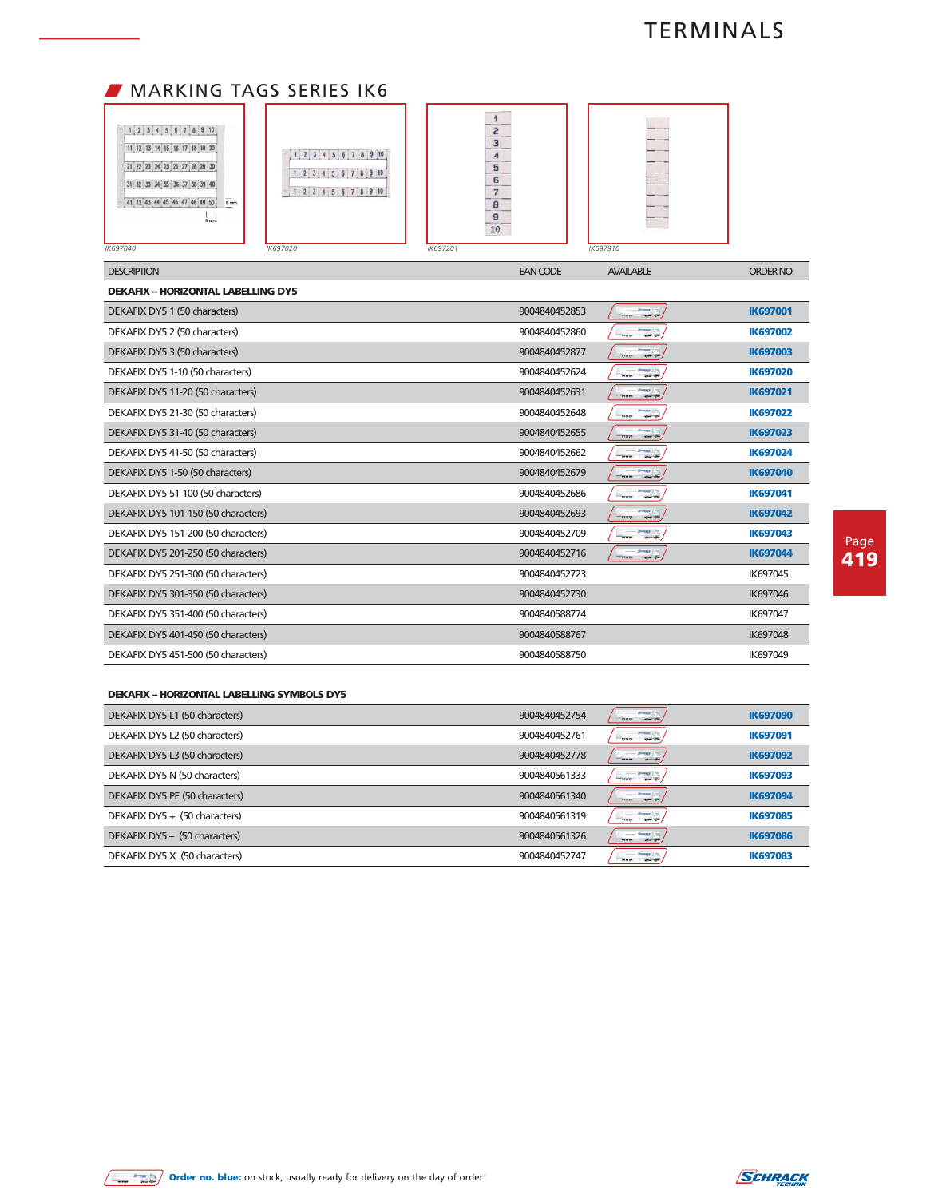## MARKING TAGS SERIES IK6

IK697040 IK697020 IK697201 IK697910

| DESCRIPTION | EAN CODE | AVAILABLE | ORDER NO. |
|---|---|---|---|
| **DEKAFIX – HORIZONTAL LABELLING DY5** | | | |
| DEKAFIX DY5 1 (50 characters) | 9004840452853 | | **IK697001** |
| DEKAFIX DY5 2 (50 characters) | 9004840452860 | | **IK697002** |
| DEKAFIX DY5 3 (50 characters) | 9004840452877 | | **IK697003** |
| DEKAFIX DY5 1-10 (50 characters) | 9004840452624 | | **IK697020** |
| DEKAFIX DY5 11-20 (50 characters) | 9004840452631 | | **IK697021** |
| DEKAFIX DY5 21-30 (50 characters) | 9004840452648 | | **IK697022** |
| DEKAFIX DY5 31-40 (50 characters) | 9004840452655 | | **IK697023** |
| DEKAFIX DY5 41-50 (50 characters) | 9004840452662 | | **IK697024** |
| DEKAFIX DY5 1-50 (50 characters) | 9004840452679 | | **IK697040** |
| DEKAFIX DY5 51-100 (50 characters) | 9004840452686 | | **IK697041** |
| DEKAFIX DY5 101-150 (50 characters) | 9004840452693 | | **IK697042** |
| DEKAFIX DY5 151-200 (50 characters) | 9004840452709 | | **IK697043** |
| DEKAFIX DY5 201-250 (50 characters) | 9004840452716 | | **IK697044** |
| DEKAFIX DY5 251-300 (50 characters) | 9004840452723 | | IK697045 |
| DEKAFIX DY5 301-350 (50 characters) | 9004840452730 | | IK697046 |
| DEKAFIX DY5 351-400 (50 characters) | 9004840588774 | | IK697047 |
| DEKAFIX DY5 401-450 (50 characters) | 9004840588767 | | IK697048 |
| DEKAFIX DY5 451-500 (50 characters) | 9004840588750 | | IK697049 |
| **DEKAFIX – HORIZONTAL LABELLING SYMBOLS DY5** | | | |
| DEKAFIX DY5 L1 (50 characters) | 9004840452754 | | **IK697090** |
| DEKAFIX DY5 L2 (50 characters) | 9004840452761 | | **IK697091** |
| DEKAFIX DY5 L3 (50 characters) | 9004840452778 | | **IK697092** |
| DEKAFIX DY5 N (50 characters) | 9004840561333 | | **IK697093** |
| DEKAFIX DY5 PE (50 characters) | 9004840561340 | | **IK697094** |
| DEKAFIX DY5 + (50 characters) | 9004840561319 | | **IK697085** |
| DEKAFIX DY5 – (50 characters) | 9004840561326 | | **IK697086** |
| DEKAFIX DY5 X (50 characters) | 9004840452747 | | **IK697083** |

**Order no. blue:** on stock, usually ready for delivery on the day of order!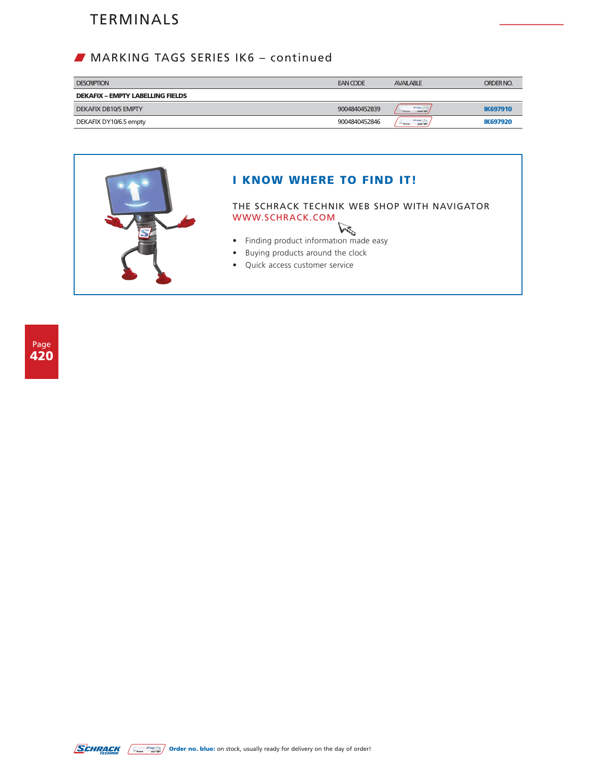## MARKING TAGS SERIES IK6 – continued

| DESCRIPTION | EAN CODE | AVAILABLE | ORDER NO. |
|---|---|---|---|
| **DEKAFIX – EMPTY LABELLING FIELDS** | | | |
| DEKAFIX DB10/5 EMPTY | 9004840452839 | | IK697910 |
| DEKAFIX DY10/6.5 empty | 9004840452846 | | IK697920 |

### I KNOW WHERE TO FIND IT!

THE SCHRACK TECHNIK WEB SHOP WITH NAVIGATOR
WWW.SCHRACK.COM

- Finding product information made easy
- Buying products around the clock
- Quick access customer service

**Order no. blue:** on stock, usually ready for delivery on the day of order!